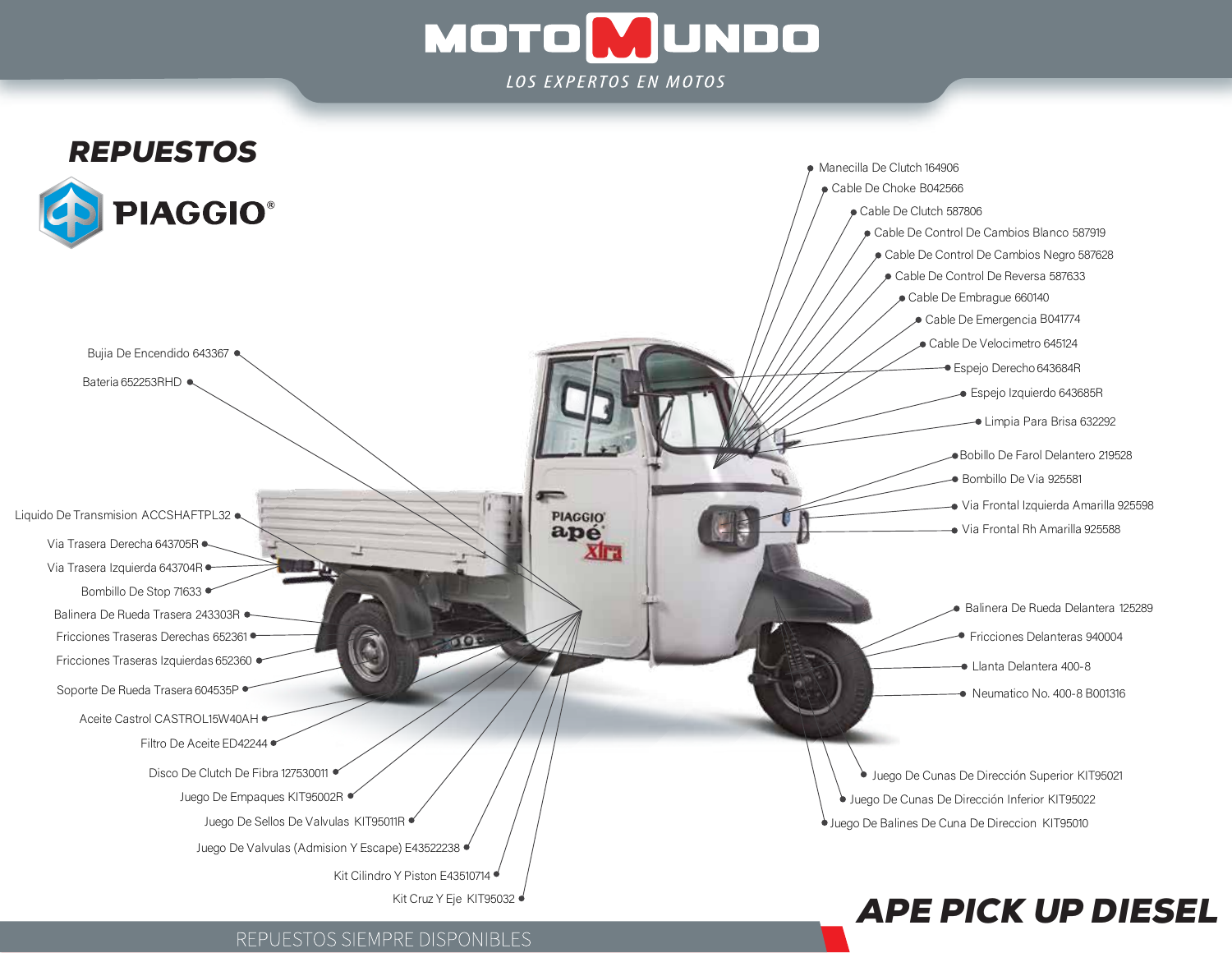# MOTOMUNDO

LOS EXPERTOS EN MOTOS

## REPUESTOS

PIAGGIO®

- Bujia De Encendido 643367
- Bateria 652253RHD
- Liquido De Transmision ACCSHAFTPL32
- Via Trasera Derecha 643705R
- Via Trasera Izquierda 643704R
- Bombillo De Stop 71633
- Balinera De Rueda Trasera 243303R
- Fricciones Traseras Derechas 652361
- Fricciones Traseras Izquierdas 652360
- Soporte De Rueda Trasera 604535P
- Aceite Castrol CASTROL15W40AH
- Filtro De Aceite ED42244
- Disco De Clutch De Fibra 127530011
- Juego De Empaques KIT95002R
- Juego De Sellos De Valvulas KIT95011R
- Juego De Valvulas (Admision Y Escape) E43522238
- Kit Cilindro Y Piston E43510714
- Kit Cruz Y Eje KIT95032
- Manecilla De Clutch 164906
- Cable De Choke B042566
- Cable De Clutch 587806
- Cable De Control De Cambios Blanco 587919
- Cable De Control De Cambios Negro 587628
- Cable De Control De Reversa 587633
- Cable De Embrague 660140
- Cable De Emergencia B041774
- Cable De Velocimetro 645124
- Espejo Derecho 643684R
- Espejo Izquierdo 643685R
- Limpia Para Brisa 632292
- Bobillo De Farol Delantero 219528
- Bombillo De Via 925581
- Via Frontal Izquierda Amarilla 925598
- Via Frontal Rh Amarilla 925588
- Balinera De Rueda Delantera 125289
- Fricciones Delanteras 940004
- Llanta Delantera 400-8
- Neumatico No. 400-8 B001316
- Juego De Cunas De Dirección Superior KIT95021
- Juego De Cunas De Dirección Inferior KIT95022
- Juego De Balines De Cuna De Direccion KIT95010

## APE PICK UP DIESEL

REPUESTOS SIEMPRE DISPONIBLES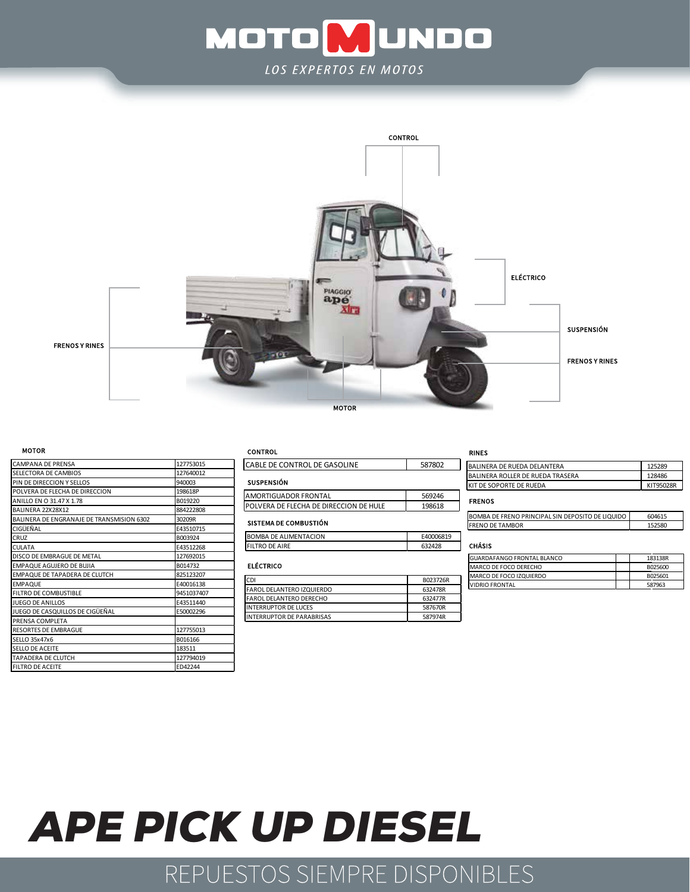# MOTO MUNDO

*LOS EXPERTOS EN MOTOS*

CONTROL

ELÉCTRICO

SUSPENSIÓN

FRENOS Y RINES

FRENOS Y RINES

MOTOR

### MOTOR

| | |
|---|---|
| CAMPANA DE PRENSA | 127753015 |
| SELECTORA DE CAMBIOS | 127640012 |
| PIN DE DIRECCION Y SELLOS | 940003 |
| POLVERA DE FLECHA DE DIRECCION | 198618P |
| ANILLO EN O 31.47 X 1.78 | B019220 |
| BALINERA 22X28X12 | 884222808 |
| BALINERA DE ENGRANAJE DE TRANSMISION 6302 | 30209R |
| CIGÜEÑAL | E43510715 |
| CRUZ | B003924 |
| CULATA | E43512268 |
| DISCO DE EMBRAGUE DE METAL | 127692015 |
| EMPAQUE AGUJERO DE BUJIA | B014732 |
| EMPAQUE DE TAPADERA DE CLUTCH | 825123207 |
| EMPAQUE | E40016138 |
| FILTRO DE COMBUSTIBLE | 9451037407 |
| JUEGO DE ANILLOS | E43511440 |
| JUEGO DE CASQUILLOS DE CIGÜEÑAL | E50002296 |
| PRENSA COMPLETA | |
| RESORTES DE EMBRAGUE | 127755013 |
| SELLO 35x47x6 | B016166 |
| SELLO DE ACEITE | 183511 |
| TAPADERA DE CLUTCH | 127794019 |
| FILTRO DE ACEITE | ED42244 |

### CONTROL

| | |
|---|---|
| CABLE DE CONTROL DE GASOLINE | 587802 |

### SUSPENSIÓN

| | |
|---|---|
| AMORTIGUADOR FRONTAL | 569246 |
| POLVERA DE FLECHA DE DIRECCION DE HULE | 198618 |

### SISTEMA DE COMBUSTIÓN

| | |
|---|---|
| BOMBA DE ALIMENTACION | E40006819 |
| FILTRO DE AIRE | 632428 |

### ELÉCTRICO

| | |
|---|---|
| CDI | B023726R |
| FAROL DELANTERO IZQUIERDO | 632478R |
| FAROL DELANTERO DERECHO | 632477R |
| INTERRUPTOR DE LUCES | 587670R |
| INTERRUPTOR DE PARABRISAS | 587974R |

### RINES

| | |
|---|---|
| BALINERA DE RUEDA DELANTERA | 125289 |
| BALINERA ROLLER DE RUEDA TRASERA | 128486 |
| KIT DE SOPORTE DE RUEDA | KIT95028R |

### FRENOS

| | |
|---|---|
| BOMBA DE FRENO PRINCIPAL SIN DEPOSITO DE LIQUIDO | 604615 |
| FRENO DE TAMBOR | 152580 |

### CHÁSIS

| | | |
|---|---|---|
| GUARDAFANGO FRONTAL BLANCO | | 183138R |
| MARCO DE FOCO DERECHO | | B025600 |
| MARCO DE FOCO IZQUIERDO | | B025601 |
| VIDRIO FRONTAL | | 587963 |

# APE PICK UP DIESEL

REPUESTOS SIEMPRE DISPONIBLES